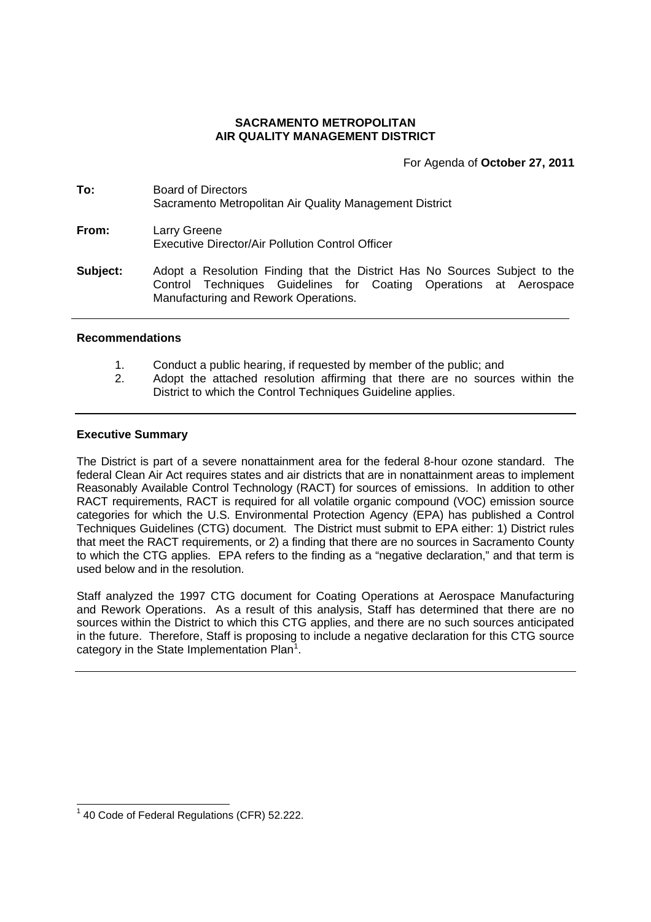**SACRAMENTO METROPOLITAN**
**AIR QUALITY MANAGEMENT DISTRICT**

For Agenda of **October 27, 2011**

**To:** Board of Directors
Sacramento Metropolitan Air Quality Management District

**From:** Larry Greene
Executive Director/Air Pollution Control Officer

**Subject:** Adopt a Resolution Finding that the District Has No Sources Subject to the Control Techniques Guidelines for Coating Operations at Aerospace Manufacturing and Rework Operations.

---

### Recommendations

1. Conduct a public hearing, if requested by member of the public; and
2. Adopt the attached resolution affirming that there are no sources within the District to which the Control Techniques Guideline applies.

---

### Executive Summary

The District is part of a severe nonattainment area for the federal 8-hour ozone standard. The federal Clean Air Act requires states and air districts that are in nonattainment areas to implement Reasonably Available Control Technology (RACT) for sources of emissions. In addition to other RACT requirements, RACT is required for all volatile organic compound (VOC) emission source categories for which the U.S. Environmental Protection Agency (EPA) has published a Control Techniques Guidelines (CTG) document. The District must submit to EPA either: 1) District rules that meet the RACT requirements, or 2) a finding that there are no sources in Sacramento County to which the CTG applies. EPA refers to the finding as a "negative declaration," and that term is used below and in the resolution.

Staff analyzed the 1997 CTG document for Coating Operations at Aerospace Manufacturing and Rework Operations. As a result of this analysis, Staff has determined that there are no sources within the District to which this CTG applies, and there are no such sources anticipated in the future. Therefore, Staff is proposing to include a negative declaration for this CTG source category in the State Implementation Plan[1].

---

[1] 40 Code of Federal Regulations (CFR) 52.222.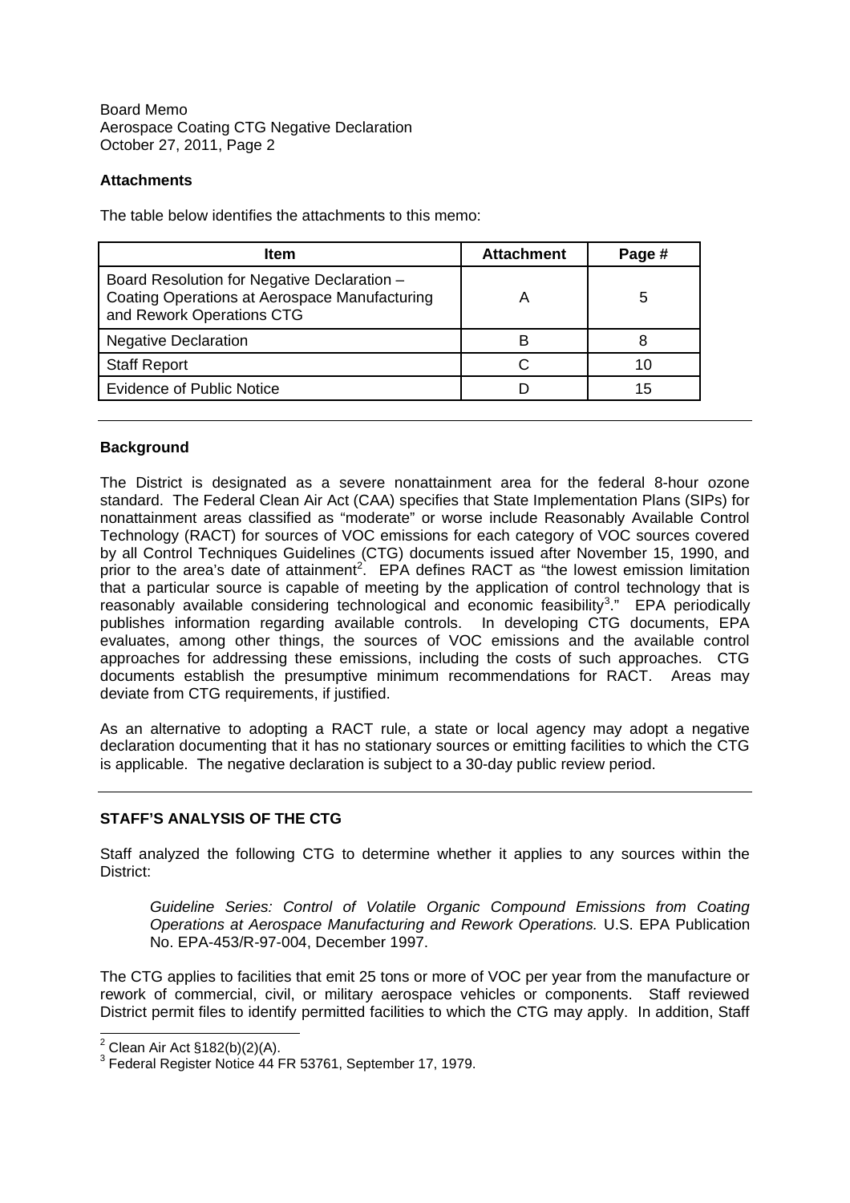### Attachments

The table below identifies the attachments to this memo:

| Item | Attachment | Page # |
|---|---|---|
| Board Resolution for Negative Declaration – Coating Operations at Aerospace Manufacturing and Rework Operations CTG | A | 5 |
| Negative Declaration | B | 8 |
| Staff Report | C | 10 |
| Evidence of Public Notice | D | 15 |

---

### Background

The District is designated as a severe nonattainment area for the federal 8-hour ozone standard. The Federal Clean Air Act (CAA) specifies that State Implementation Plans (SIPs) for nonattainment areas classified as "moderate" or worse include Reasonably Available Control Technology (RACT) for sources of VOC emissions for each category of VOC sources covered by all Control Techniques Guidelines (CTG) documents issued after November 15, 1990, and prior to the area's date of attainment[2]. EPA defines RACT as "the lowest emission limitation that a particular source is capable of meeting by the application of control technology that is reasonably available considering technological and economic feasibility[3]." EPA periodically publishes information regarding available controls. In developing CTG documents, EPA evaluates, among other things, the sources of VOC emissions and the available control approaches for addressing these emissions, including the costs of such approaches. CTG documents establish the presumptive minimum recommendations for RACT. Areas may deviate from CTG requirements, if justified.

As an alternative to adopting a RACT rule, a state or local agency may adopt a negative declaration documenting that it has no stationary sources or emitting facilities to which the CTG is applicable. The negative declaration is subject to a 30-day public review period.

---

### STAFF'S ANALYSIS OF THE CTG

Staff analyzed the following CTG to determine whether it applies to any sources within the District:

> *Guideline Series: Control of Volatile Organic Compound Emissions from Coating Operations at Aerospace Manufacturing and Rework Operations.* U.S. EPA Publication No. EPA-453/R-97-004, December 1997.

The CTG applies to facilities that emit 25 tons or more of VOC per year from the manufacture or rework of commercial, civil, or military aerospace vehicles or components. Staff reviewed District permit files to identify permitted facilities to which the CTG may apply. In addition, Staff

---

[2] Clean Air Act §182(b)(2)(A).

[3] Federal Register Notice 44 FR 53761, September 17, 1979.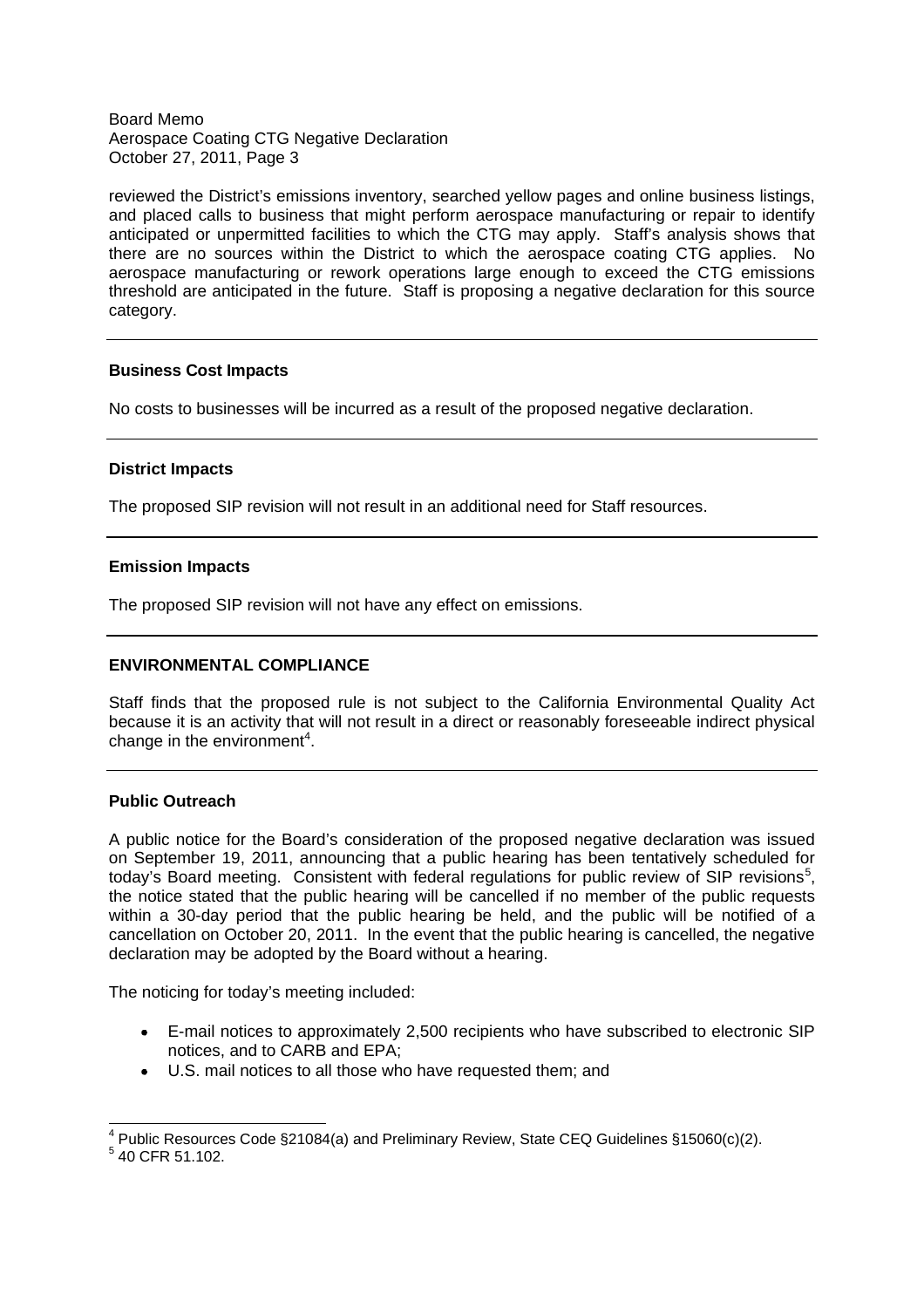reviewed the District's emissions inventory, searched yellow pages and online business listings, and placed calls to business that might perform aerospace manufacturing or repair to identify anticipated or unpermitted facilities to which the CTG may apply. Staff's analysis shows that there are no sources within the District to which the aerospace coating CTG applies. No aerospace manufacturing or rework operations large enough to exceed the CTG emissions threshold are anticipated in the future. Staff is proposing a negative declaration for this source category.

---

**Business Cost Impacts**

No costs to businesses will be incurred as a result of the proposed negative declaration.

---

**District Impacts**

The proposed SIP revision will not result in an additional need for Staff resources.

---

**Emission Impacts**

The proposed SIP revision will not have any effect on emissions.

---

**ENVIRONMENTAL COMPLIANCE**

Staff finds that the proposed rule is not subject to the California Environmental Quality Act because it is an activity that will not result in a direct or reasonably foreseeable indirect physical change in the environment[4].

---

**Public Outreach**

A public notice for the Board's consideration of the proposed negative declaration was issued on September 19, 2011, announcing that a public hearing has been tentatively scheduled for today's Board meeting. Consistent with federal regulations for public review of SIP revisions[5], the notice stated that the public hearing will be cancelled if no member of the public requests within a 30-day period that the public hearing be held, and the public will be notified of a cancellation on October 20, 2011. In the event that the public hearing is cancelled, the negative declaration may be adopted by the Board without a hearing.

The noticing for today's meeting included:

- E-mail notices to approximately 2,500 recipients who have subscribed to electronic SIP notices, and to CARB and EPA;
- U.S. mail notices to all those who have requested them; and

---

[4] Public Resources Code §21084(a) and Preliminary Review, State CEQ Guidelines §15060(c)(2).

[5] 40 CFR 51.102.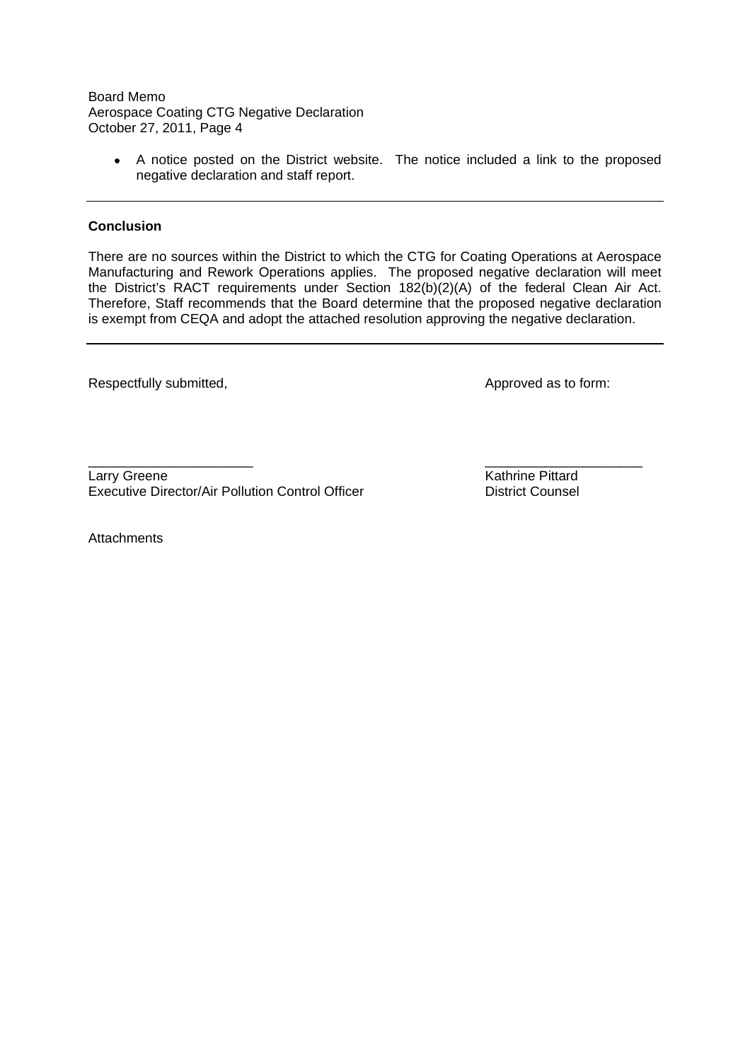- A notice posted on the District website. The notice included a link to the proposed negative declaration and staff report.

---

**Conclusion**

There are no sources within the District to which the CTG for Coating Operations at Aerospace Manufacturing and Rework Operations applies. The proposed negative declaration will meet the District's RACT requirements under Section 182(b)(2)(A) of the federal Clean Air Act. Therefore, Staff recommends that the Board determine that the proposed negative declaration is exempt from CEQA and adopt the attached resolution approving the negative declaration.

---

Respectfully submitted,

\_\_\_\_\_\_\_\_\_\_\_\_\_\_\_\_\_\_\_\_\_\_
Larry Greene
Executive Director/Air Pollution Control Officer

Approved as to form:

\_\_\_\_\_\_\_\_\_\_\_\_\_\_\_\_\_\_\_\_\_
Kathrine Pittard
District Counsel

Attachments